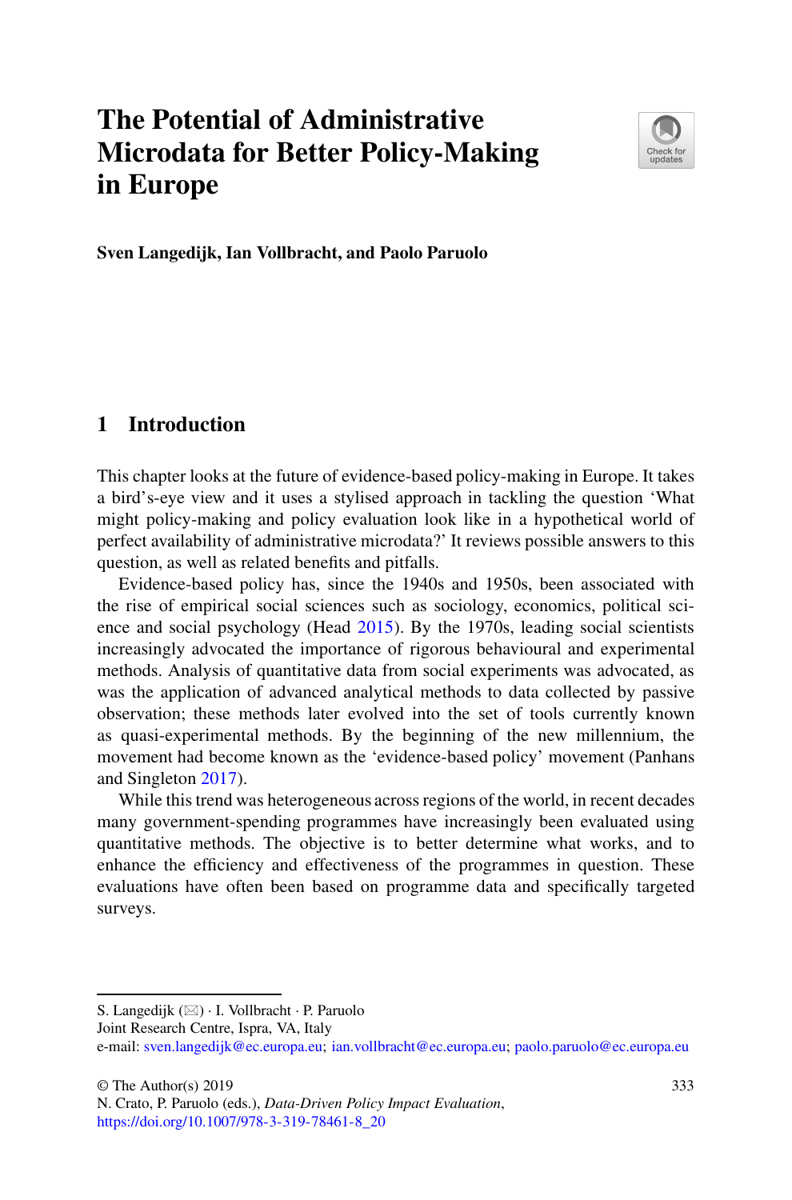# The Potential of Administrative Microdata for Better Policy-Making in Europe

**Sven Langedijk, Ian Vollbracht, and Paolo Paruolo**

## 1 Introduction

This chapter looks at the future of evidence-based policy-making in Europe. It takes a bird's-eye view and it uses a stylised approach in tackling the question 'What might policy-making and policy evaluation look like in a hypothetical world of perfect availability of administrative microdata?' It reviews possible answers to this question, as well as related benefits and pitfalls.

Evidence-based policy has, since the 1940s and 1950s, been associated with the rise of empirical social sciences such as sociology, economics, political science and social psychology (Head 2015). By the 1970s, leading social scientists increasingly advocated the importance of rigorous behavioural and experimental methods. Analysis of quantitative data from social experiments was advocated, as was the application of advanced analytical methods to data collected by passive observation; these methods later evolved into the set of tools currently known as quasi-experimental methods. By the beginning of the new millennium, the movement had become known as the 'evidence-based policy' movement (Panhans and Singleton 2017).

While this trend was heterogeneous across regions of the world, in recent decades many government-spending programmes have increasingly been evaluated using quantitative methods. The objective is to better determine what works, and to enhance the efficiency and effectiveness of the programmes in question. These evaluations have often been based on programme data and specifically targeted surveys.

---

S. Langedijk (✉) · I. Vollbracht · P. Paruolo
Joint Research Centre, Ispra, VA, Italy
e-mail: sven.langedijk@ec.europa.eu; ian.vollbracht@ec.europa.eu; paolo.paruolo@ec.europa.eu

© The Author(s) 2019
N. Crato, P. Paruolo (eds.), *Data-Driven Policy Impact Evaluation*,
https://doi.org/10.1007/978-3-319-78461-8_20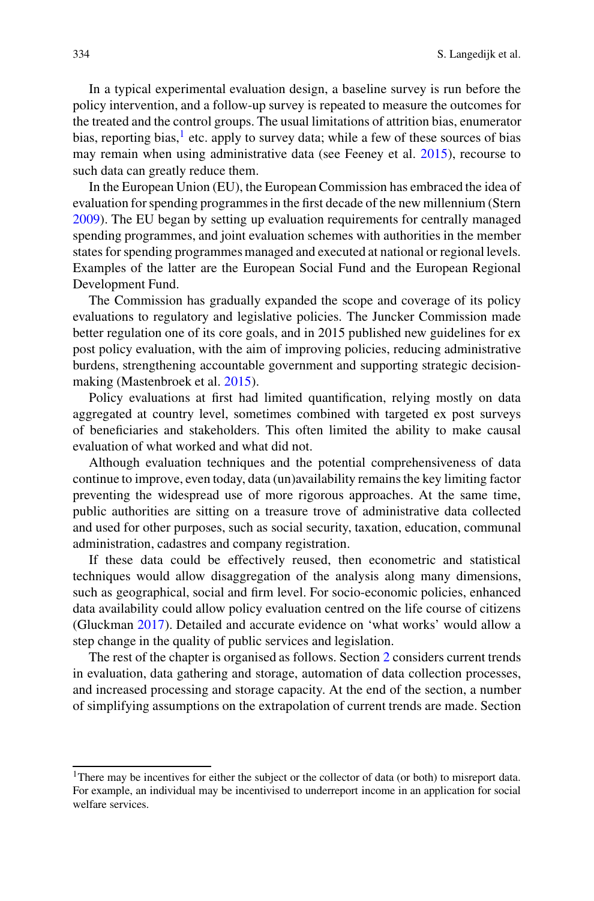In a typical experimental evaluation design, a baseline survey is run before the policy intervention, and a follow-up survey is repeated to measure the outcomes for the treated and the control groups. The usual limitations of attrition bias, enumerator bias, reporting bias,[1] etc. apply to survey data; while a few of these sources of bias may remain when using administrative data (see Feeney et al. 2015), recourse to such data can greatly reduce them.

In the European Union (EU), the European Commission has embraced the idea of evaluation for spending programmes in the first decade of the new millennium (Stern 2009). The EU began by setting up evaluation requirements for centrally managed spending programmes, and joint evaluation schemes with authorities in the member states for spending programmes managed and executed at national or regional levels. Examples of the latter are the European Social Fund and the European Regional Development Fund.

The Commission has gradually expanded the scope and coverage of its policy evaluations to regulatory and legislative policies. The Juncker Commission made better regulation one of its core goals, and in 2015 published new guidelines for ex post policy evaluation, with the aim of improving policies, reducing administrative burdens, strengthening accountable government and supporting strategic decision-making (Mastenbroek et al. 2015).

Policy evaluations at first had limited quantification, relying mostly on data aggregated at country level, sometimes combined with targeted ex post surveys of beneficiaries and stakeholders. This often limited the ability to make causal evaluation of what worked and what did not.

Although evaluation techniques and the potential comprehensiveness of data continue to improve, even today, data (un)availability remains the key limiting factor preventing the widespread use of more rigorous approaches. At the same time, public authorities are sitting on a treasure trove of administrative data collected and used for other purposes, such as social security, taxation, education, communal administration, cadastres and company registration.

If these data could be effectively reused, then econometric and statistical techniques would allow disaggregation of the analysis along many dimensions, such as geographical, social and firm level. For socio-economic policies, enhanced data availability could allow policy evaluation centred on the life course of citizens (Gluckman 2017). Detailed and accurate evidence on 'what works' would allow a step change in the quality of public services and legislation.

The rest of the chapter is organised as follows. Section 2 considers current trends in evaluation, data gathering and storage, automation of data collection processes, and increased processing and storage capacity. At the end of the section, a number of simplifying assumptions on the extrapolation of current trends are made. Section

---

[1] There may be incentives for either the subject or the collector of data (or both) to misreport data. For example, an individual may be incentivised to underreport income in an application for social welfare services.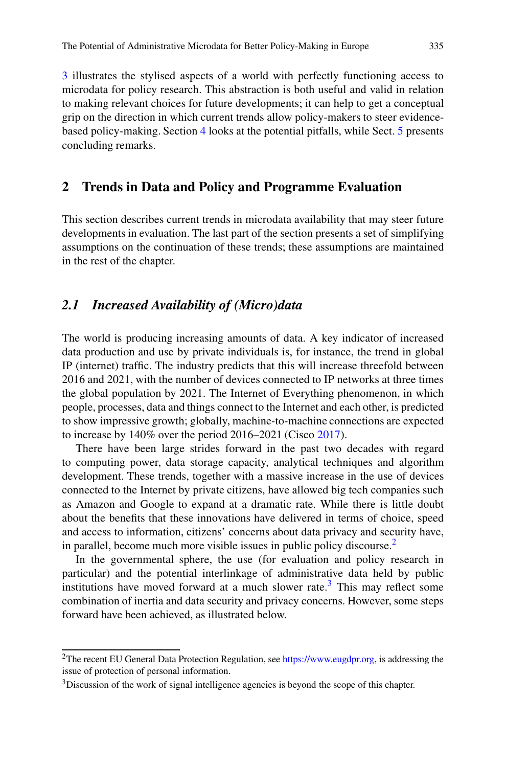3 illustrates the stylised aspects of a world with perfectly functioning access to microdata for policy research. This abstraction is both useful and valid in relation to making relevant choices for future developments; it can help to get a conceptual grip on the direction in which current trends allow policy-makers to steer evidence-based policy-making. Section 4 looks at the potential pitfalls, while Sect. 5 presents concluding remarks.

## 2 Trends in Data and Policy and Programme Evaluation

This section describes current trends in microdata availability that may steer future developments in evaluation. The last part of the section presents a set of simplifying assumptions on the continuation of these trends; these assumptions are maintained in the rest of the chapter.

### *2.1 Increased Availability of (Micro)data*

The world is producing increasing amounts of data. A key indicator of increased data production and use by private individuals is, for instance, the trend in global IP (internet) traffic. The industry predicts that this will increase threefold between 2016 and 2021, with the number of devices connected to IP networks at three times the global population by 2021. The Internet of Everything phenomenon, in which people, processes, data and things connect to the Internet and each other, is predicted to show impressive growth; globally, machine-to-machine connections are expected to increase by 140% over the period 2016–2021 (Cisco 2017).

There have been large strides forward in the past two decades with regard to computing power, data storage capacity, analytical techniques and algorithm development. These trends, together with a massive increase in the use of devices connected to the Internet by private citizens, have allowed big tech companies such as Amazon and Google to expand at a dramatic rate. While there is little doubt about the benefits that these innovations have delivered in terms of choice, speed and access to information, citizens' concerns about data privacy and security have, in parallel, become much more visible issues in public policy discourse.[2]

In the governmental sphere, the use (for evaluation and policy research in particular) and the potential interlinkage of administrative data held by public institutions have moved forward at a much slower rate.[3] This may reflect some combination of inertia and data security and privacy concerns. However, some steps forward have been achieved, as illustrated below.

---

[2] The recent EU General Data Protection Regulation, see https://www.eugdpr.org, is addressing the issue of protection of personal information.

[3] Discussion of the work of signal intelligence agencies is beyond the scope of this chapter.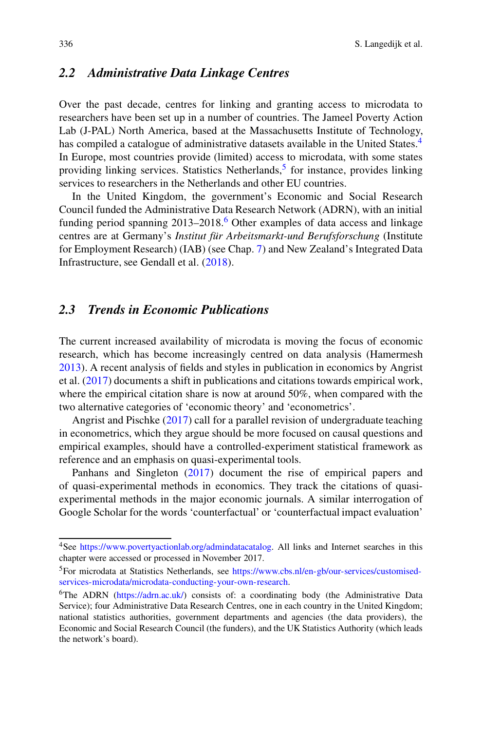### 2.2 *Administrative Data Linkage Centres*

Over the past decade, centres for linking and granting access to microdata to researchers have been set up in a number of countries. The Jameel Poverty Action Lab (J-PAL) North America, based at the Massachusetts Institute of Technology, has compiled a catalogue of administrative datasets available in the United States.[4] In Europe, most countries provide (limited) access to microdata, with some states providing linking services. Statistics Netherlands,[5] for instance, provides linking services to researchers in the Netherlands and other EU countries.

In the United Kingdom, the government's Economic and Social Research Council funded the Administrative Data Research Network (ADRN), with an initial funding period spanning 2013–2018.[6] Other examples of data access and linkage centres are at Germany's *Institut für Arbeitsmarkt-und Berufsforschung* (Institute for Employment Research) (IAB) (see Chap. 7) and New Zealand's Integrated Data Infrastructure, see Gendall et al. (2018).

### 2.3 *Trends in Economic Publications*

The current increased availability of microdata is moving the focus of economic research, which has become increasingly centred on data analysis (Hamermesh 2013). A recent analysis of fields and styles in publication in economics by Angrist et al. (2017) documents a shift in publications and citations towards empirical work, where the empirical citation share is now at around 50%, when compared with the two alternative categories of 'economic theory' and 'econometrics'.

Angrist and Pischke (2017) call for a parallel revision of undergraduate teaching in econometrics, which they argue should be more focused on causal questions and empirical examples, should have a controlled-experiment statistical framework as reference and an emphasis on quasi-experimental tools.

Panhans and Singleton (2017) document the rise of empirical papers and of quasi-experimental methods in economics. They track the citations of quasi-experimental methods in the major economic journals. A similar interrogation of Google Scholar for the words 'counterfactual' or 'counterfactual impact evaluation'

---

[4]See https://www.povertyactionlab.org/admindatacatalog. All links and Internet searches in this chapter were accessed or processed in November 2017.

[5]For microdata at Statistics Netherlands, see https://www.cbs.nl/en-gb/our-services/customised-services-microdata/microdata-conducting-your-own-research.

[6]The ADRN (https://adrn.ac.uk/) consists of: a coordinating body (the Administrative Data Service); four Administrative Data Research Centres, one in each country in the United Kingdom; national statistics authorities, government departments and agencies (the data providers), the Economic and Social Research Council (the funders), and the UK Statistics Authority (which leads the network's board).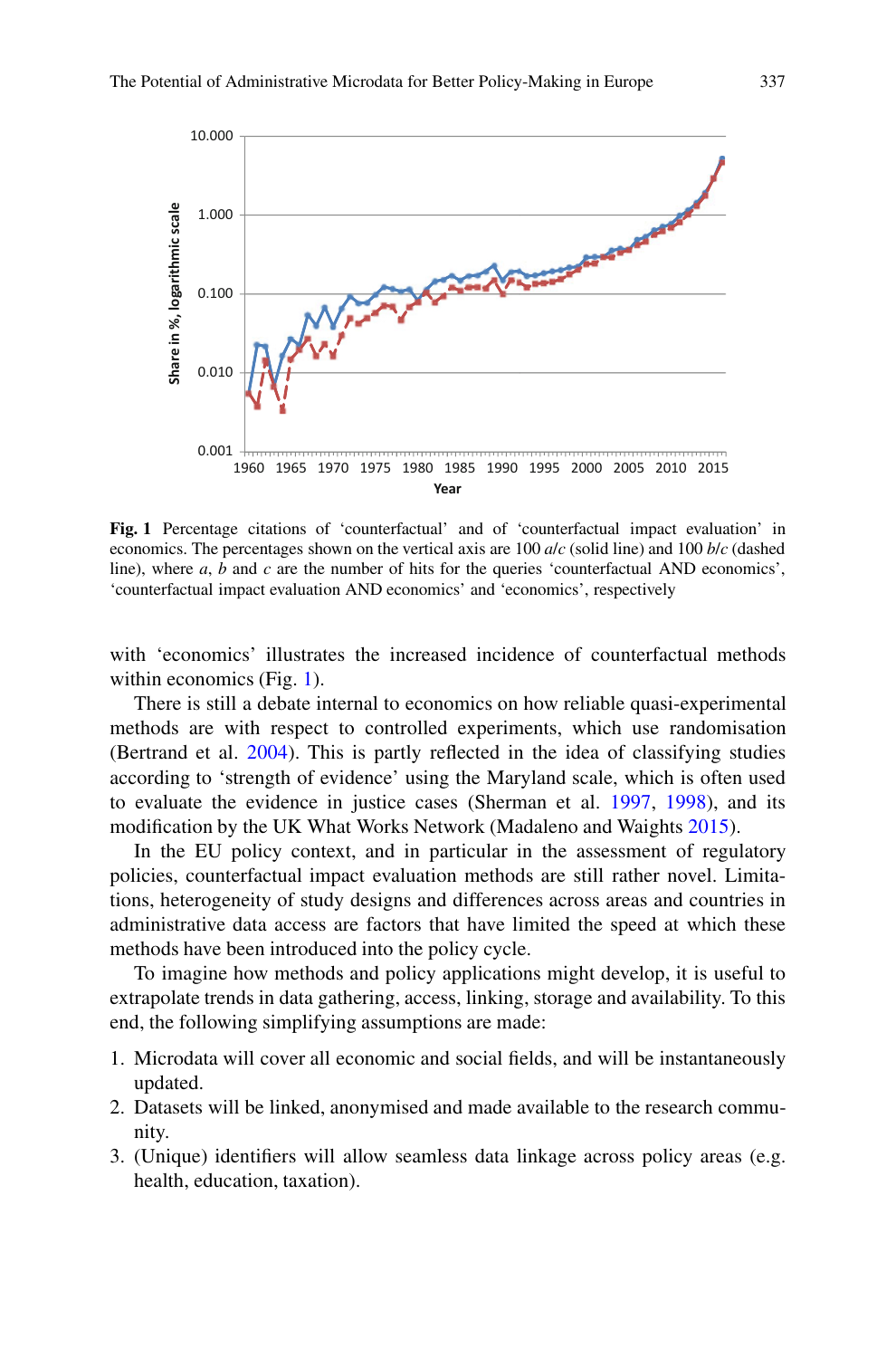Fig. 1 Percentage citations of 'counterfactual' and of 'counterfactual impact evaluation' in economics. The percentages shown on the vertical axis are 100 $a/c$ (solid line) and 100 $b/c$ (dashed line), where $a$, $b$ and $c$ are the number of hits for the queries 'counterfactual AND economics', 'counterfactual impact evaluation AND economics' and 'economics', respectively

with 'economics' illustrates the increased incidence of counterfactual methods within economics (Fig. 1).

There is still a debate internal to economics on how reliable quasi-experimental methods are with respect to controlled experiments, which use randomisation (Bertrand et al. 2004). This is partly reflected in the idea of classifying studies according to 'strength of evidence' using the Maryland scale, which is often used to evaluate the evidence in justice cases (Sherman et al. 1997, 1998), and its modification by the UK What Works Network (Madaleno and Waights 2015).

In the EU policy context, and in particular in the assessment of regulatory policies, counterfactual impact evaluation methods are still rather novel. Limitations, heterogeneity of study designs and differences across areas and countries in administrative data access are factors that have limited the speed at which these methods have been introduced into the policy cycle.

To imagine how methods and policy applications might develop, it is useful to extrapolate trends in data gathering, access, linking, storage and availability. To this end, the following simplifying assumptions are made:

1. Microdata will cover all economic and social fields, and will be instantaneously updated.
2. Datasets will be linked, anonymised and made available to the research community.
3. (Unique) identifiers will allow seamless data linkage across policy areas (e.g. health, education, taxation).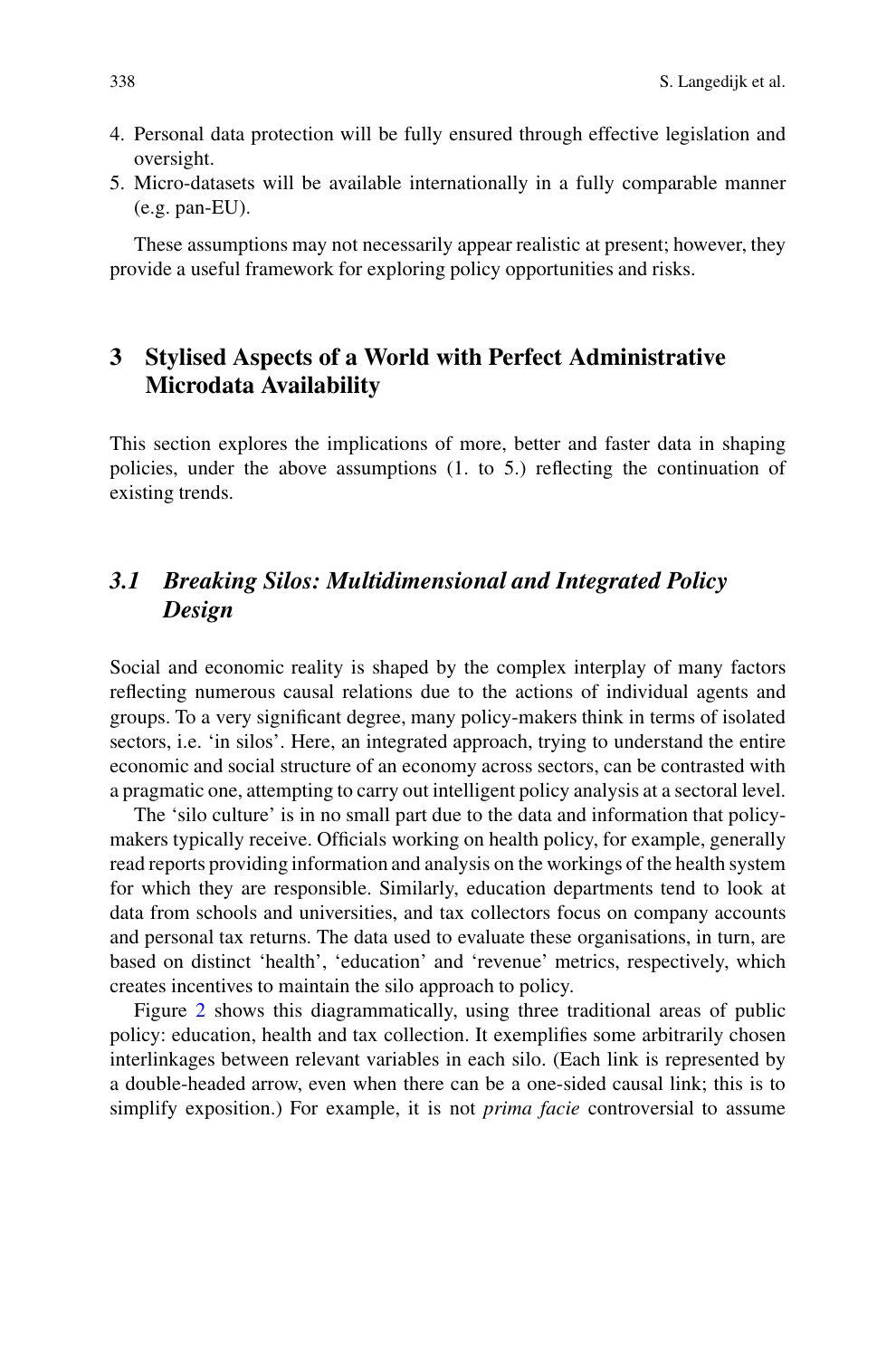4. Personal data protection will be fully ensured through effective legislation and oversight.
5. Micro-datasets will be available internationally in a fully comparable manner (e.g. pan-EU).

These assumptions may not necessarily appear realistic at present; however, they provide a useful framework for exploring policy opportunities and risks.

## 3 Stylised Aspects of a World with Perfect Administrative Microdata Availability

This section explores the implications of more, better and faster data in shaping policies, under the above assumptions (1. to 5.) reflecting the continuation of existing trends.

### *3.1 Breaking Silos: Multidimensional and Integrated Policy Design*

Social and economic reality is shaped by the complex interplay of many factors reflecting numerous causal relations due to the actions of individual agents and groups. To a very significant degree, many policy-makers think in terms of isolated sectors, i.e. 'in silos'. Here, an integrated approach, trying to understand the entire economic and social structure of an economy across sectors, can be contrasted with a pragmatic one, attempting to carry out intelligent policy analysis at a sectoral level.

The 'silo culture' is in no small part due to the data and information that policy-makers typically receive. Officials working on health policy, for example, generally read reports providing information and analysis on the workings of the health system for which they are responsible. Similarly, education departments tend to look at data from schools and universities, and tax collectors focus on company accounts and personal tax returns. The data used to evaluate these organisations, in turn, are based on distinct 'health', 'education' and 'revenue' metrics, respectively, which creates incentives to maintain the silo approach to policy.

Figure 2 shows this diagrammatically, using three traditional areas of public policy: education, health and tax collection. It exemplifies some arbitrarily chosen interlinkages between relevant variables in each silo. (Each link is represented by a double-headed arrow, even when there can be a one-sided causal link; this is to simplify exposition.) For example, it is not *prima facie* controversial to assume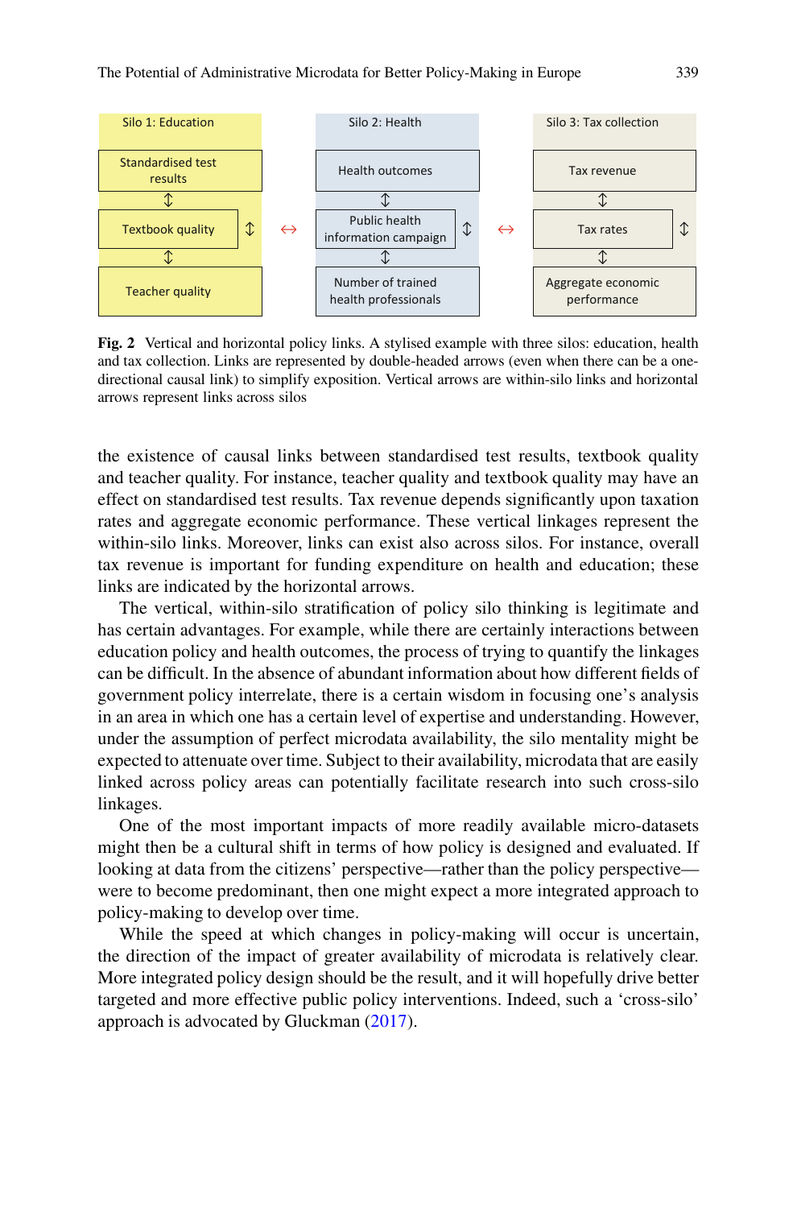| Silo 1: Education | | | Silo 2: Health | | | Silo 3: Tax collection | |
|---|---|---|---|---|---|---|---|
| Standardised test results | | | Health outcomes | | | Tax revenue | |
| ↕ | | | ↕ | | | ↕ | |
| Textbook quality | ↕ | ↔ | Public health information campaign | ↕ | ↔ | Tax rates | ↕ |
| ↕ | | | ↕ | | | ↕ | |
| Teacher quality | | | Number of trained health professionals | | | Aggregate economic performance | |

**Fig. 2** Vertical and horizontal policy links. A stylised example with three silos: education, health and tax collection. Links are represented by double-headed arrows (even when there can be a one-directional causal link) to simplify exposition. Vertical arrows are within-silo links and horizontal arrows represent links across silos

the existence of causal links between standardised test results, textbook quality and teacher quality. For instance, teacher quality and textbook quality may have an effect on standardised test results. Tax revenue depends significantly upon taxation rates and aggregate economic performance. These vertical linkages represent the within-silo links. Moreover, links can exist also across silos. For instance, overall tax revenue is important for funding expenditure on health and education; these links are indicated by the horizontal arrows.

The vertical, within-silo stratification of policy silo thinking is legitimate and has certain advantages. For example, while there are certainly interactions between education policy and health outcomes, the process of trying to quantify the linkages can be difficult. In the absence of abundant information about how different fields of government policy interrelate, there is a certain wisdom in focusing one's analysis in an area in which one has a certain level of expertise and understanding. However, under the assumption of perfect microdata availability, the silo mentality might be expected to attenuate over time. Subject to their availability, microdata that are easily linked across policy areas can potentially facilitate research into such cross-silo linkages.

One of the most important impacts of more readily available micro-datasets might then be a cultural shift in terms of how policy is designed and evaluated. If looking at data from the citizens' perspective—rather than the policy perspective—were to become predominant, then one might expect a more integrated approach to policy-making to develop over time.

While the speed at which changes in policy-making will occur is uncertain, the direction of the impact of greater availability of microdata is relatively clear. More integrated policy design should be the result, and it will hopefully drive better targeted and more effective public policy interventions. Indeed, such a 'cross-silo' approach is advocated by Gluckman (2017).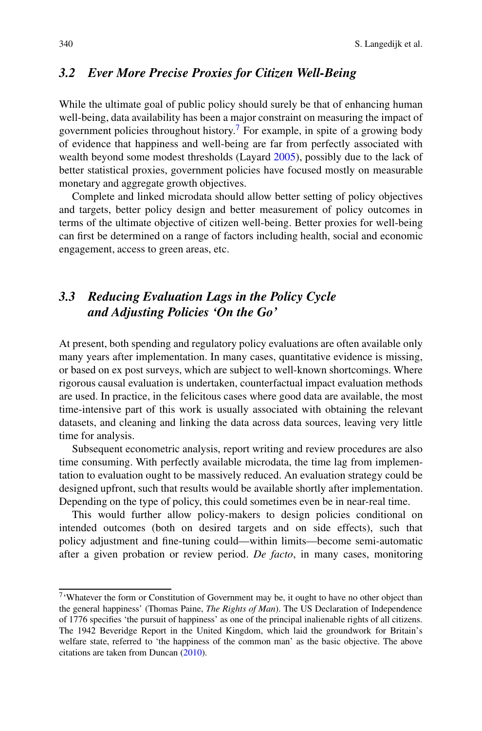### 3.2 *Ever More Precise Proxies for Citizen Well-Being*

While the ultimate goal of public policy should surely be that of enhancing human well-being, data availability has been a major constraint on measuring the impact of government policies throughout history.[7] For example, in spite of a growing body of evidence that happiness and well-being are far from perfectly associated with wealth beyond some modest thresholds (Layard 2005), possibly due to the lack of better statistical proxies, government policies have focused mostly on measurable monetary and aggregate growth objectives.

Complete and linked microdata should allow better setting of policy objectives and targets, better policy design and better measurement of policy outcomes in terms of the ultimate objective of citizen well-being. Better proxies for well-being can first be determined on a range of factors including health, social and economic engagement, access to green areas, etc.

### 3.3 *Reducing Evaluation Lags in the Policy Cycle and Adjusting Policies 'On the Go'*

At present, both spending and regulatory policy evaluations are often available only many years after implementation. In many cases, quantitative evidence is missing, or based on ex post surveys, which are subject to well-known shortcomings. Where rigorous causal evaluation is undertaken, counterfactual impact evaluation methods are used. In practice, in the felicitous cases where good data are available, the most time-intensive part of this work is usually associated with obtaining the relevant datasets, and cleaning and linking the data across data sources, leaving very little time for analysis.

Subsequent econometric analysis, report writing and review procedures are also time consuming. With perfectly available microdata, the time lag from implementation to evaluation ought to be massively reduced. An evaluation strategy could be designed upfront, such that results would be available shortly after implementation. Depending on the type of policy, this could sometimes even be in near-real time.

This would further allow policy-makers to design policies conditional on intended outcomes (both on desired targets and on side effects), such that policy adjustment and fine-tuning could—within limits—become semi-automatic after a given probation or review period. *De facto*, in many cases, monitoring

[7] 'Whatever the form or Constitution of Government may be, it ought to have no other object than the general happiness' (Thomas Paine, *The Rights of Man*). The US Declaration of Independence of 1776 specifies 'the pursuit of happiness' as one of the principal inalienable rights of all citizens. The 1942 Beveridge Report in the United Kingdom, which laid the groundwork for Britain's welfare state, referred to 'the happiness of the common man' as the basic objective. The above citations are taken from Duncan (2010).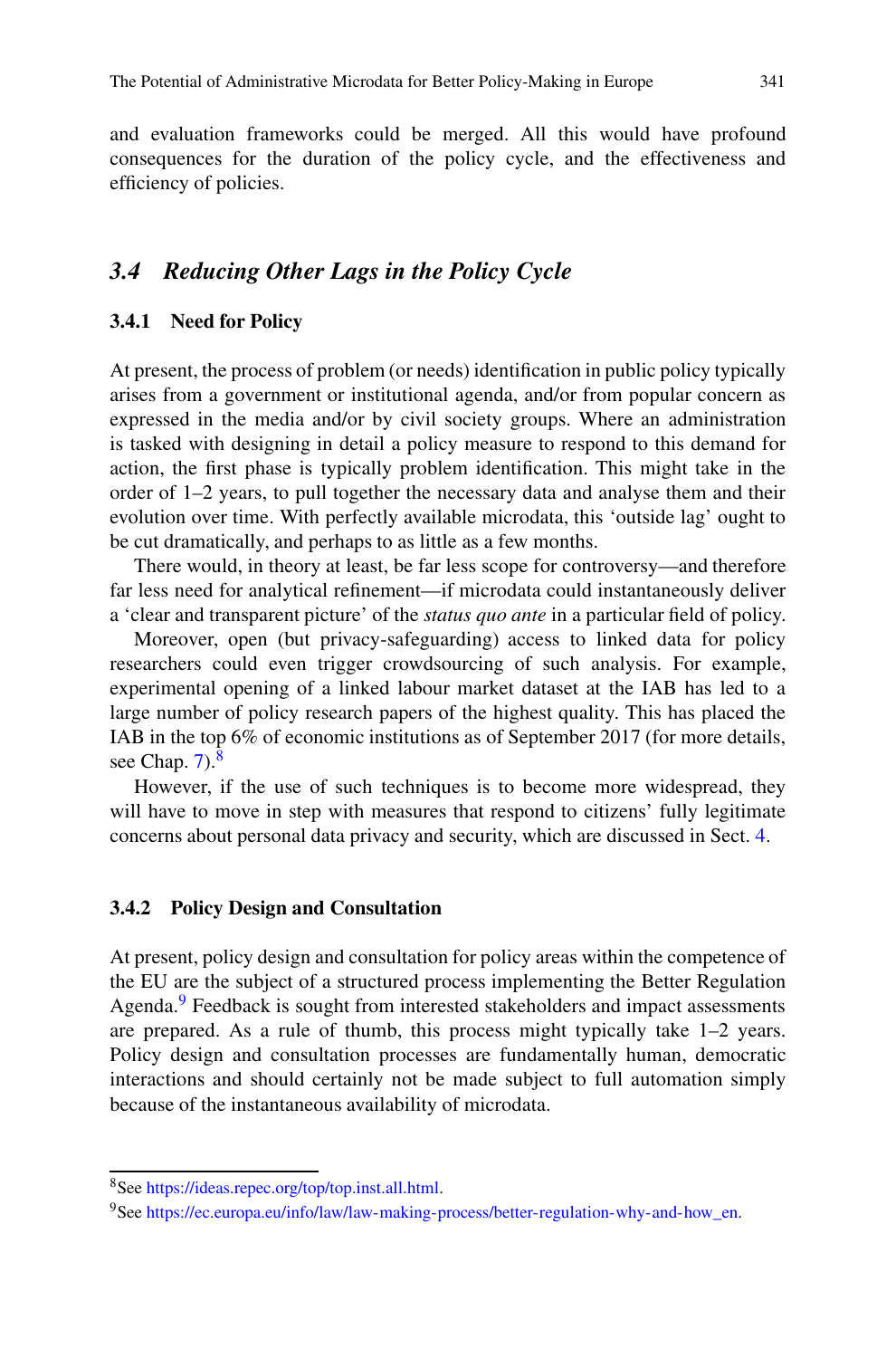and evaluation frameworks could be merged. All this would have profound consequences for the duration of the policy cycle, and the effectiveness and efficiency of policies.

## *3.4 Reducing Other Lags in the Policy Cycle*

### 3.4.1 Need for Policy

At present, the process of problem (or needs) identification in public policy typically arises from a government or institutional agenda, and/or from popular concern as expressed in the media and/or by civil society groups. Where an administration is tasked with designing in detail a policy measure to respond to this demand for action, the first phase is typically problem identification. This might take in the order of 1–2 years, to pull together the necessary data and analyse them and their evolution over time. With perfectly available microdata, this 'outside lag' ought to be cut dramatically, and perhaps to as little as a few months.

There would, in theory at least, be far less scope for controversy—and therefore far less need for analytical refinement—if microdata could instantaneously deliver a 'clear and transparent picture' of the *status quo ante* in a particular field of policy.

Moreover, open (but privacy-safeguarding) access to linked data for policy researchers could even trigger crowdsourcing of such analysis. For example, experimental opening of a linked labour market dataset at the IAB has led to a large number of policy research papers of the highest quality. This has placed the IAB in the top 6% of economic institutions as of September 2017 (for more details, see Chap. 7).[8]

However, if the use of such techniques is to become more widespread, they will have to move in step with measures that respond to citizens' fully legitimate concerns about personal data privacy and security, which are discussed in Sect. 4.

### 3.4.2 Policy Design and Consultation

At present, policy design and consultation for policy areas within the competence of the EU are the subject of a structured process implementing the Better Regulation Agenda.[9] Feedback is sought from interested stakeholders and impact assessments are prepared. As a rule of thumb, this process might typically take 1–2 years. Policy design and consultation processes are fundamentally human, democratic interactions and should certainly not be made subject to full automation simply because of the instantaneous availability of microdata.

---

[8] See https://ideas.repec.org/top/top.inst.all.html.

[9] See https://ec.europa.eu/info/law/law-making-process/better-regulation-why-and-how_en.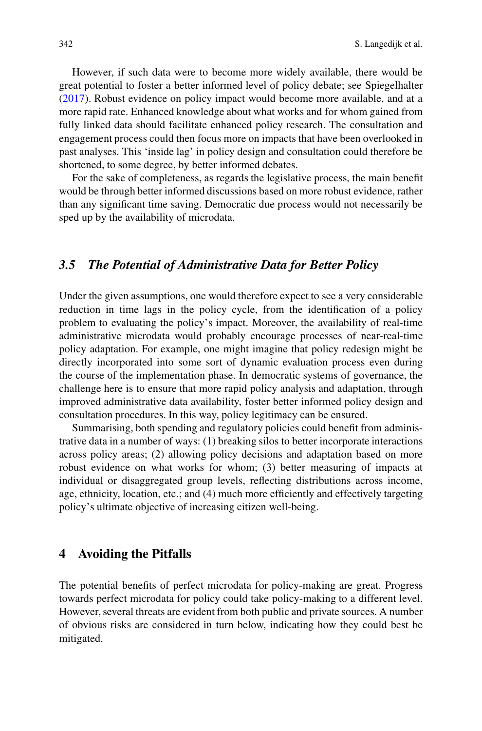However, if such data were to become more widely available, there would be great potential to foster a better informed level of policy debate; see Spiegelhalter (2017). Robust evidence on policy impact would become more available, and at a more rapid rate. Enhanced knowledge about what works and for whom gained from fully linked data should facilitate enhanced policy research. The consultation and engagement process could then focus more on impacts that have been overlooked in past analyses. This 'inside lag' in policy design and consultation could therefore be shortened, to some degree, by better informed debates.

For the sake of completeness, as regards the legislative process, the main benefit would be through better informed discussions based on more robust evidence, rather than any significant time saving. Democratic due process would not necessarily be sped up by the availability of microdata.

### *3.5 The Potential of Administrative Data for Better Policy*

Under the given assumptions, one would therefore expect to see a very considerable reduction in time lags in the policy cycle, from the identification of a policy problem to evaluating the policy's impact. Moreover, the availability of real-time administrative microdata would probably encourage processes of near-real-time policy adaptation. For example, one might imagine that policy redesign might be directly incorporated into some sort of dynamic evaluation process even during the course of the implementation phase. In democratic systems of governance, the challenge here is to ensure that more rapid policy analysis and adaptation, through improved administrative data availability, foster better informed policy design and consultation procedures. In this way, policy legitimacy can be ensured.

Summarising, both spending and regulatory policies could benefit from administrative data in a number of ways: (1) breaking silos to better incorporate interactions across policy areas; (2) allowing policy decisions and adaptation based on more robust evidence on what works for whom; (3) better measuring of impacts at individual or disaggregated group levels, reflecting distributions across income, age, ethnicity, location, etc.; and (4) much more efficiently and effectively targeting policy's ultimate objective of increasing citizen well-being.

## 4 Avoiding the Pitfalls

The potential benefits of perfect microdata for policy-making are great. Progress towards perfect microdata for policy could take policy-making to a different level. However, several threats are evident from both public and private sources. A number of obvious risks are considered in turn below, indicating how they could best be mitigated.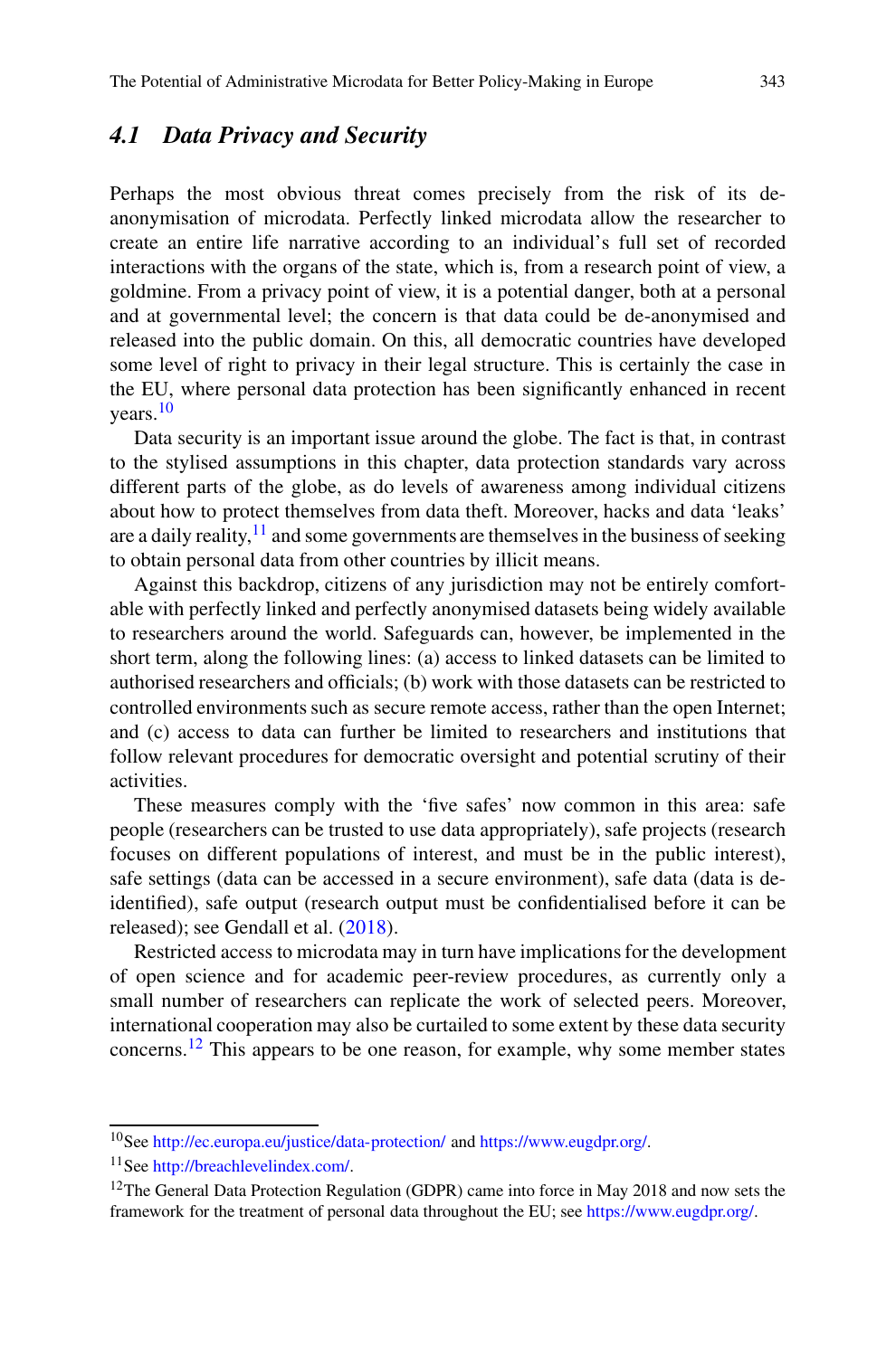### *4.1 Data Privacy and Security*

Perhaps the most obvious threat comes precisely from the risk of its de-anonymisation of microdata. Perfectly linked microdata allow the researcher to create an entire life narrative according to an individual's full set of recorded interactions with the organs of the state, which is, from a research point of view, a goldmine. From a privacy point of view, it is a potential danger, both at a personal and at governmental level; the concern is that data could be de-anonymised and released into the public domain. On this, all democratic countries have developed some level of right to privacy in their legal structure. This is certainly the case in the EU, where personal data protection has been significantly enhanced in recent years.[10]

Data security is an important issue around the globe. The fact is that, in contrast to the stylised assumptions in this chapter, data protection standards vary across different parts of the globe, as do levels of awareness among individual citizens about how to protect themselves from data theft. Moreover, hacks and data 'leaks' are a daily reality,[11] and some governments are themselves in the business of seeking to obtain personal data from other countries by illicit means.

Against this backdrop, citizens of any jurisdiction may not be entirely comfortable with perfectly linked and perfectly anonymised datasets being widely available to researchers around the world. Safeguards can, however, be implemented in the short term, along the following lines: (a) access to linked datasets can be limited to authorised researchers and officials; (b) work with those datasets can be restricted to controlled environments such as secure remote access, rather than the open Internet; and (c) access to data can further be limited to researchers and institutions that follow relevant procedures for democratic oversight and potential scrutiny of their activities.

These measures comply with the 'five safes' now common in this area: safe people (researchers can be trusted to use data appropriately), safe projects (research focuses on different populations of interest, and must be in the public interest), safe settings (data can be accessed in a secure environment), safe data (data is de-identified), safe output (research output must be confidentialised before it can be released); see Gendall et al. (2018).

Restricted access to microdata may in turn have implications for the development of open science and for academic peer-review procedures, as currently only a small number of researchers can replicate the work of selected peers. Moreover, international cooperation may also be curtailed to some extent by these data security concerns.[12] This appears to be one reason, for example, why some member states

---

[10] See http://ec.europa.eu/justice/data-protection/ and https://www.eugdpr.org/.

[11] See http://breachlevelindex.com/.

[12] The General Data Protection Regulation (GDPR) came into force in May 2018 and now sets the framework for the treatment of personal data throughout the EU; see https://www.eugdpr.org/.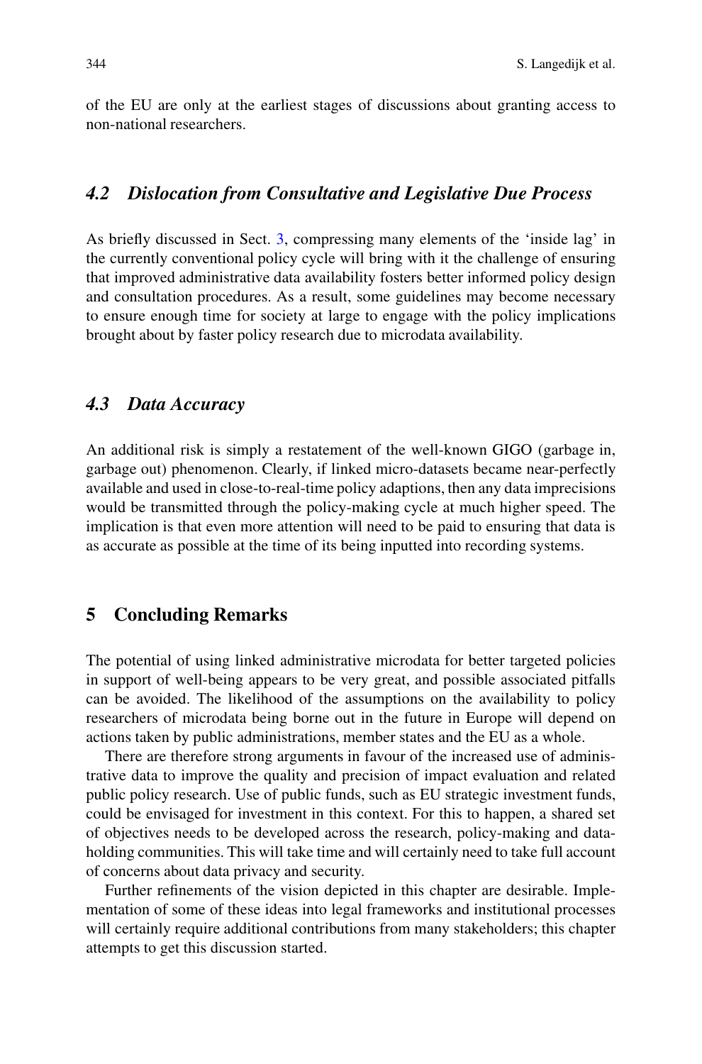of the EU are only at the earliest stages of discussions about granting access to non-national researchers.

### *4.2 Dislocation from Consultative and Legislative Due Process*

As briefly discussed in Sect. 3, compressing many elements of the 'inside lag' in the currently conventional policy cycle will bring with it the challenge of ensuring that improved administrative data availability fosters better informed policy design and consultation procedures. As a result, some guidelines may become necessary to ensure enough time for society at large to engage with the policy implications brought about by faster policy research due to microdata availability.

### *4.3 Data Accuracy*

An additional risk is simply a restatement of the well-known GIGO (garbage in, garbage out) phenomenon. Clearly, if linked micro-datasets became near-perfectly available and used in close-to-real-time policy adaptions, then any data imprecisions would be transmitted through the policy-making cycle at much higher speed. The implication is that even more attention will need to be paid to ensuring that data is as accurate as possible at the time of its being inputted into recording systems.

## 5 Concluding Remarks

The potential of using linked administrative microdata for better targeted policies in support of well-being appears to be very great, and possible associated pitfalls can be avoided. The likelihood of the assumptions on the availability to policy researchers of microdata being borne out in the future in Europe will depend on actions taken by public administrations, member states and the EU as a whole.

There are therefore strong arguments in favour of the increased use of administrative data to improve the quality and precision of impact evaluation and related public policy research. Use of public funds, such as EU strategic investment funds, could be envisaged for investment in this context. For this to happen, a shared set of objectives needs to be developed across the research, policy-making and data-holding communities. This will take time and will certainly need to take full account of concerns about data privacy and security.

Further refinements of the vision depicted in this chapter are desirable. Implementation of some of these ideas into legal frameworks and institutional processes will certainly require additional contributions from many stakeholders; this chapter attempts to get this discussion started.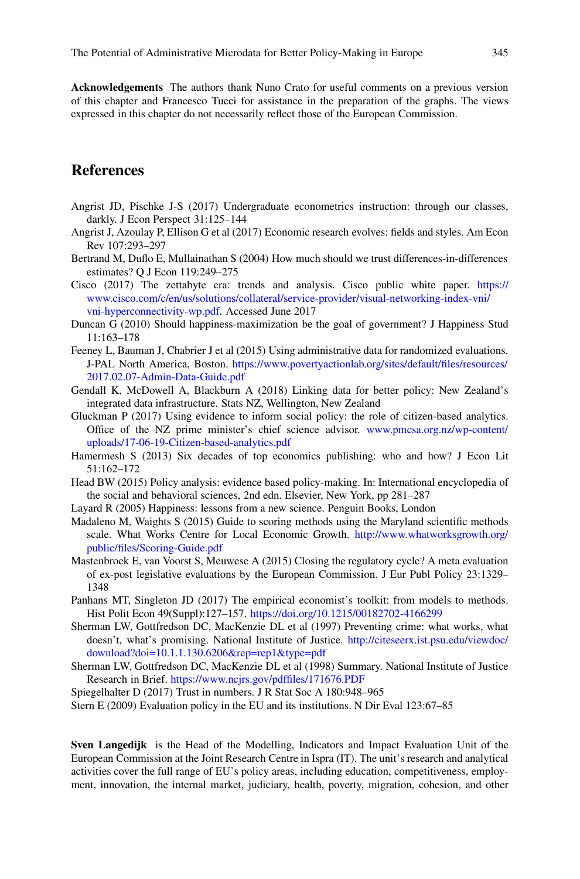**Acknowledgements** The authors thank Nuno Crato for useful comments on a previous version of this chapter and Francesco Tucci for assistance in the preparation of the graphs. The views expressed in this chapter do not necessarily reflect those of the European Commission.

## References

Angrist JD, Pischke J-S (2017) Undergraduate econometrics instruction: through our classes, darkly. J Econ Perspect 31:125–144

Angrist J, Azoulay P, Ellison G et al (2017) Economic research evolves: fields and styles. Am Econ Rev 107:293–297

Bertrand M, Duflo E, Mullainathan S (2004) How much should we trust differences-in-differences estimates? Q J Econ 119:249–275

Cisco (2017) The zettabyte era: trends and analysis. Cisco public white paper. https://www.cisco.com/c/en/us/solutions/collateral/service-provider/visual-networking-index-vni/vni-hyperconnectivity-wp.pdf. Accessed June 2017

Duncan G (2010) Should happiness-maximization be the goal of government? J Happiness Stud 11:163–178

Feeney L, Bauman J, Chabrier J et al (2015) Using administrative data for randomized evaluations. J-PAL North America, Boston. https://www.povertyactionlab.org/sites/default/files/resources/2017.02.07-Admin-Data-Guide.pdf

Gendall K, McDowell A, Blackburn A (2018) Linking data for better policy: New Zealand's integrated data infrastructure. Stats NZ, Wellington, New Zealand

Gluckman P (2017) Using evidence to inform social policy: the role of citizen-based analytics. Office of the NZ prime minister's chief science advisor. www.pmcsa.org.nz/wp-content/uploads/17-06-19-Citizen-based-analytics.pdf

Hamermesh S (2013) Six decades of top economics publishing: who and how? J Econ Lit 51:162–172

Head BW (2015) Policy analysis: evidence based policy-making. In: International encyclopedia of the social and behavioral sciences, 2nd edn. Elsevier, New York, pp 281–287

Layard R (2005) Happiness: lessons from a new science. Penguin Books, London

Madaleno M, Waights S (2015) Guide to scoring methods using the Maryland scientific methods scale. What Works Centre for Local Economic Growth. http://www.whatworksgrowth.org/public/files/Scoring-Guide.pdf

Mastenbroek E, van Voorst S, Meuwese A (2015) Closing the regulatory cycle? A meta evaluation of ex-post legislative evaluations by the European Commission. J Eur Publ Policy 23:1329–1348

Panhans MT, Singleton JD (2017) The empirical economist's toolkit: from models to methods. Hist Polit Econ 49(Suppl):127–157. https://doi.org/10.1215/00182702-4166299

Sherman LW, Gottfredson DC, MacKenzie DL et al (1997) Preventing crime: what works, what doesn't, what's promising. National Institute of Justice. http://citeseerx.ist.psu.edu/viewdoc/download?doi=10.1.1.130.6206&rep=rep1&type=pdf

Sherman LW, Gottfredson DC, MacKenzie DL et al (1998) Summary. National Institute of Justice Research in Brief. https://www.ncjrs.gov/pdffiles/171676.PDF

Spiegelhalter D (2017) Trust in numbers. J R Stat Soc A 180:948–965

Stern E (2009) Evaluation policy in the EU and its institutions. N Dir Eval 123:67–85

**Sven Langedijk** is the Head of the Modelling, Indicators and Impact Evaluation Unit of the European Commission at the Joint Research Centre in Ispra (IT). The unit's research and analytical activities cover the full range of EU's policy areas, including education, competitiveness, employment, innovation, the internal market, judiciary, health, poverty, migration, cohesion, and other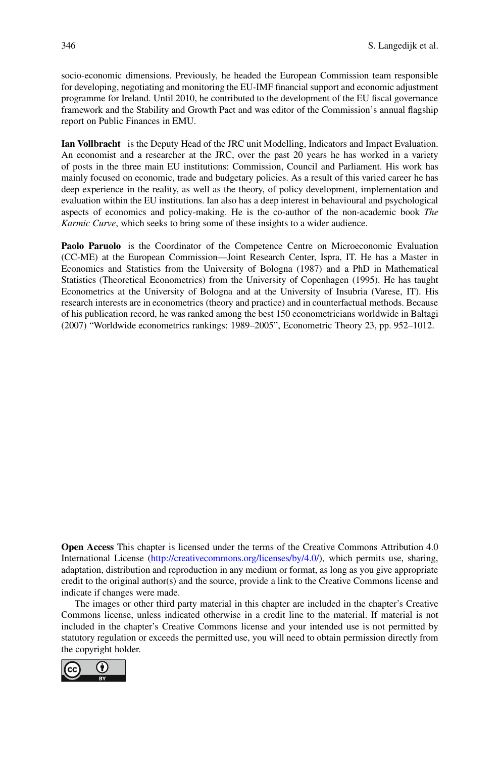socio-economic dimensions. Previously, he headed the European Commission team responsible for developing, negotiating and monitoring the EU-IMF financial support and economic adjustment programme for Ireland. Until 2010, he contributed to the development of the EU fiscal governance framework and the Stability and Growth Pact and was editor of the Commission's annual flagship report on Public Finances in EMU.

**Ian Vollbracht** is the Deputy Head of the JRC unit Modelling, Indicators and Impact Evaluation. An economist and a researcher at the JRC, over the past 20 years he has worked in a variety of posts in the three main EU institutions: Commission, Council and Parliament. His work has mainly focused on economic, trade and budgetary policies. As a result of this varied career he has deep experience in the reality, as well as the theory, of policy development, implementation and evaluation within the EU institutions. Ian also has a deep interest in behavioural and psychological aspects of economics and policy-making. He is the co-author of the non-academic book *The Karmic Curve*, which seeks to bring some of these insights to a wider audience.

**Paolo Paruolo** is the Coordinator of the Competence Centre on Microeconomic Evaluation (CC-ME) at the European Commission—Joint Research Center, Ispra, IT. He has a Master in Economics and Statistics from the University of Bologna (1987) and a PhD in Mathematical Statistics (Theoretical Econometrics) from the University of Copenhagen (1995). He has taught Econometrics at the University of Bologna and at the University of Insubria (Varese, IT). His research interests are in econometrics (theory and practice) and in counterfactual methods. Because of his publication record, he was ranked among the best 150 econometricians worldwide in Baltagi (2007) "Worldwide econometrics rankings: 1989–2005", Econometric Theory 23, pp. 952–1012.

**Open Access** This chapter is licensed under the terms of the Creative Commons Attribution 4.0 International License (http://creativecommons.org/licenses/by/4.0/), which permits use, sharing, adaptation, distribution and reproduction in any medium or format, as long as you give appropriate credit to the original author(s) and the source, provide a link to the Creative Commons license and indicate if changes were made.

The images or other third party material in this chapter are included in the chapter's Creative Commons license, unless indicated otherwise in a credit line to the material. If material is not included in the chapter's Creative Commons license and your intended use is not permitted by statutory regulation or exceeds the permitted use, you will need to obtain permission directly from the copyright holder.